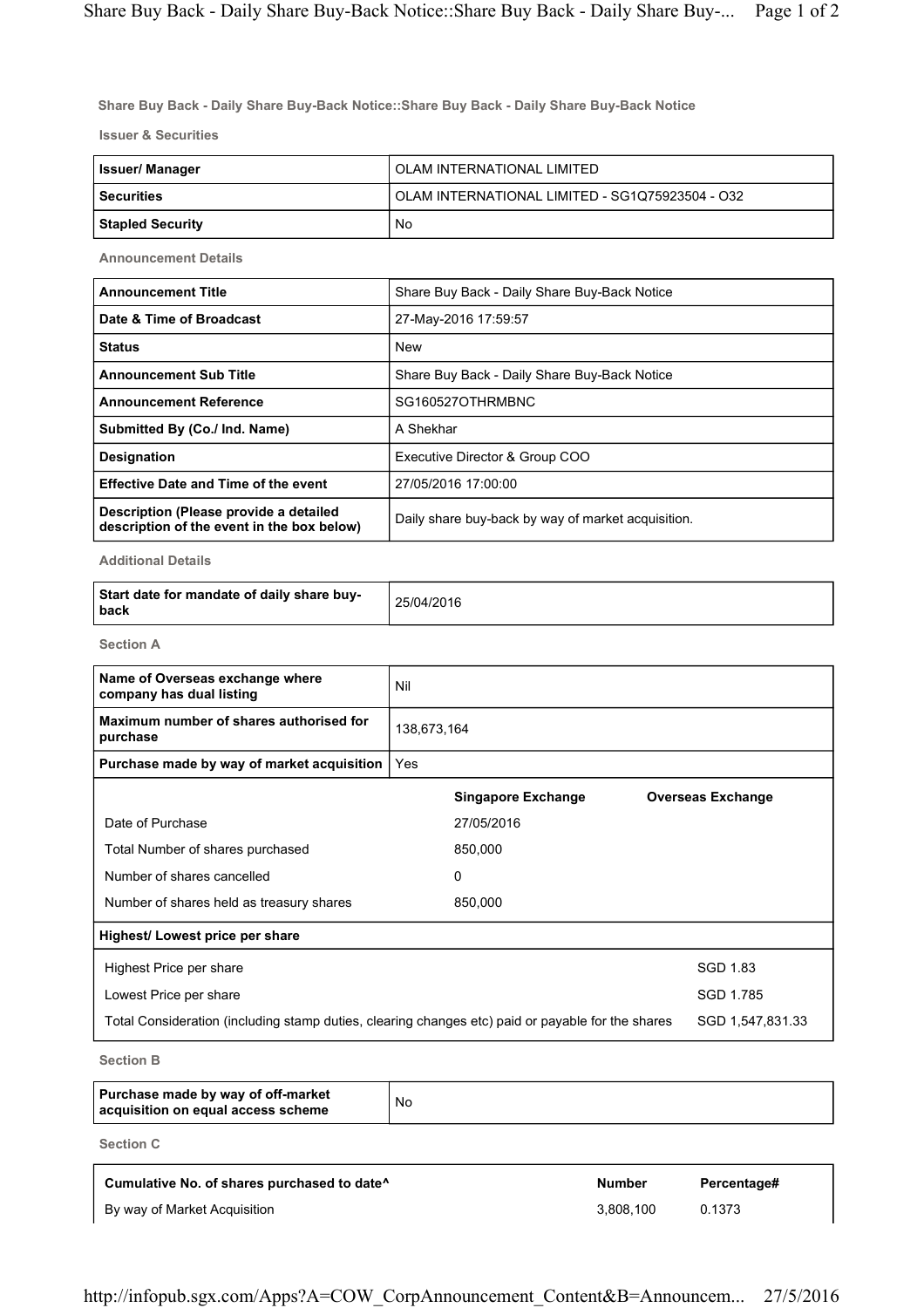## Share Buy Back - Daily Share Buy-Back Notice::Share Buy Back - Daily Share Buy-Back Notice

**Issuer & Securities**

| | |
|---|---|
| **Issuer/ Manager** | OLAM INTERNATIONAL LIMITED |
| **Securities** | OLAM INTERNATIONAL LIMITED - SG1Q75923504 - O32 |
| **Stapled Security** | No |

**Announcement Details**

| | |
|---|---|
| **Announcement Title** | Share Buy Back - Daily Share Buy-Back Notice |
| **Date & Time of Broadcast** | 27-May-2016 17:59:57 |
| **Status** | New |
| **Announcement Sub Title** | Share Buy Back - Daily Share Buy-Back Notice |
| **Announcement Reference** | SG160527OTHRMBNC |
| **Submitted By (Co./ Ind. Name)** | A Shekhar |
| **Designation** | Executive Director & Group COO |
| **Effective Date and Time of the event** | 27/05/2016 17:00:00 |
| **Description (Please provide a detailed description of the event in the box below)** | Daily share buy-back by way of market acquisition. |

**Additional Details**

| | |
|---|---|
| **Start date for mandate of daily share buy-back** | 25/04/2016 |

**Section A**

| | |
|---|---|
| **Name of Overseas exchange where company has dual listing** | Nil |
| **Maximum number of shares authorised for purchase** | 138,673,164 |
| **Purchase made by way of market acquisition** | Yes |

| | **Singapore Exchange** | **Overseas Exchange** |
|---|---|---|
| Date of Purchase | 27/05/2016 | |
| Total Number of shares purchased | 850,000 | |
| Number of shares cancelled | 0 | |
| Number of shares held as treasury shares | 850,000 | |

**Highest/ Lowest price per share**

| | |
|---|---|
| Highest Price per share | SGD 1.83 |
| Lowest Price per share | SGD 1.785 |
| Total Consideration (including stamp duties, clearing changes etc) paid or payable for the shares | SGD 1,547,831.33 |

**Section B**

| | |
|---|---|
| **Purchase made by way of off-market acquisition on equal access scheme** | No |

**Section C**

| **Cumulative No. of shares purchased to date^** | **Number** | **Percentage#** |
|---|---|---|
| By way of Market Acquisition | 3,808,100 | 0.1373 |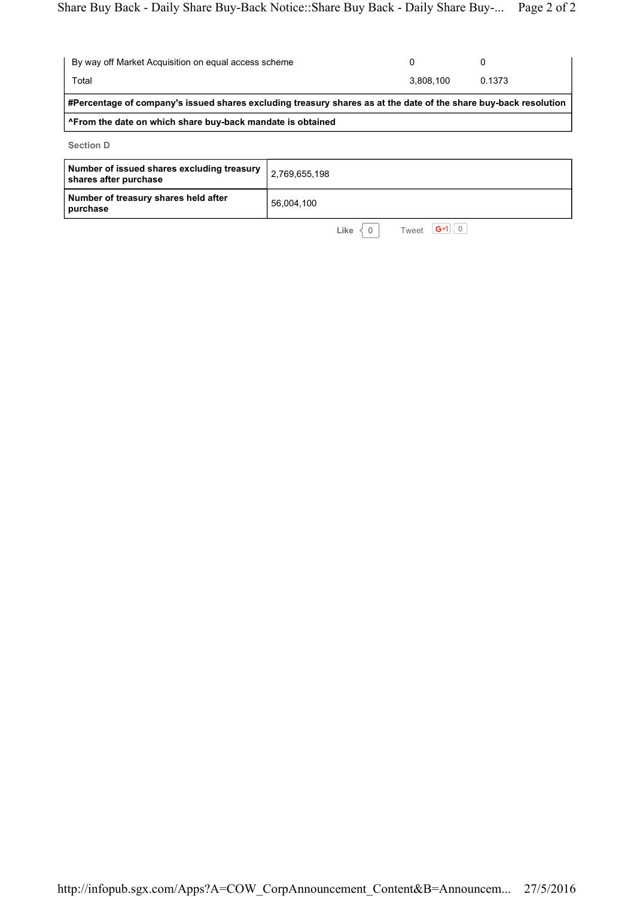| | | |
|---|---|---|
| By way off Market Acquisition on equal access scheme | 0 | 0 |
| Total | 3,808,100 | 0.1373 |

**#Percentage of company's issued shares excluding treasury shares as at the date of the share buy-back resolution**

**^From the date on which share buy-back mandate is obtained**

Section D

| | |
|---|---|
| **Number of issued shares excluding treasury shares after purchase** | 2,769,655,198 |
| **Number of treasury shares held after purchase** | 56,004,100 |